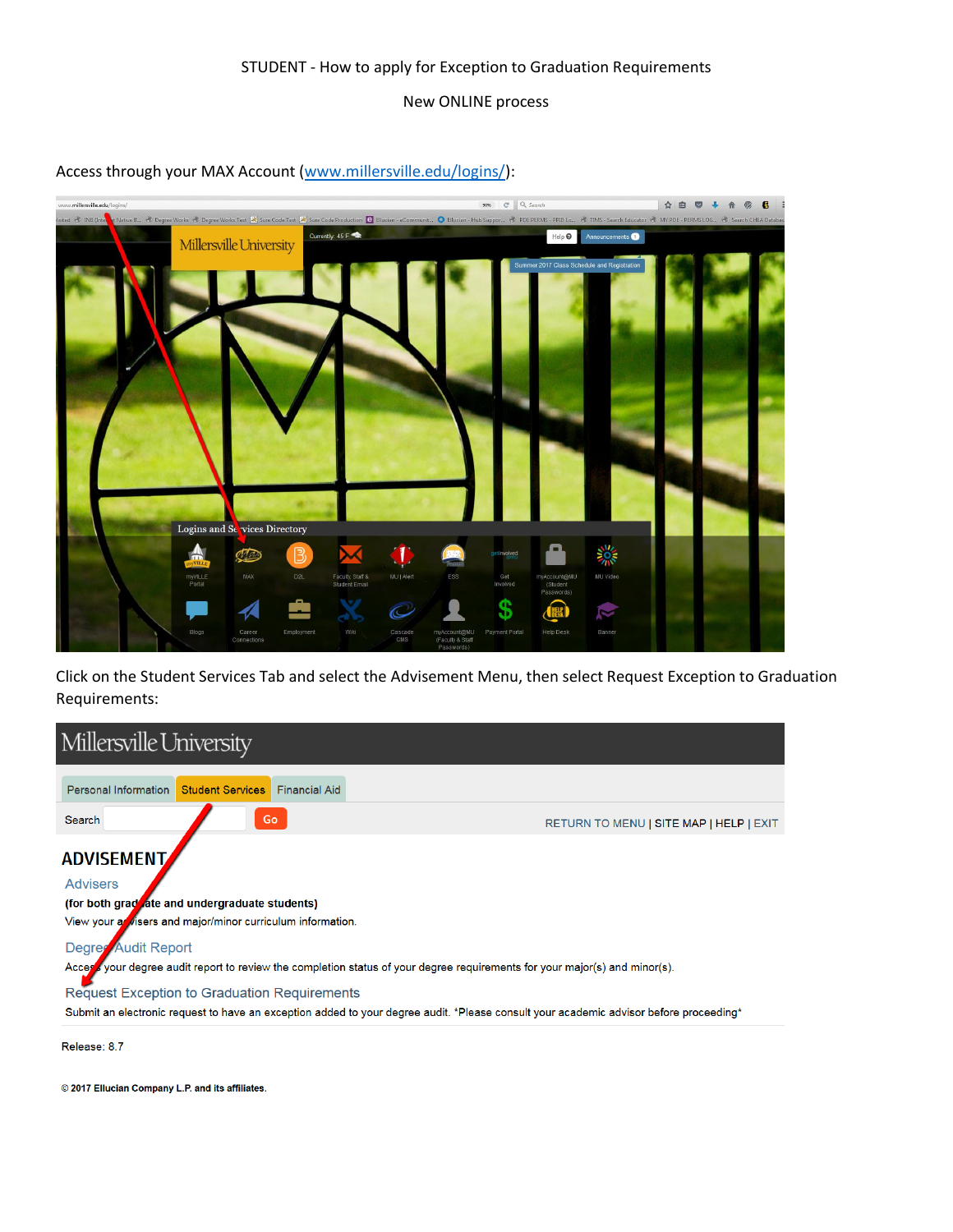STUDENT - How to apply for Exception to Graduation Requirements

New ONLINE process

Access through your MAX Account (www.millersville.edu/logins/):

Click on the Student Services Tab and select the Advisement Menu, then select Request Exception to Graduation Requirements: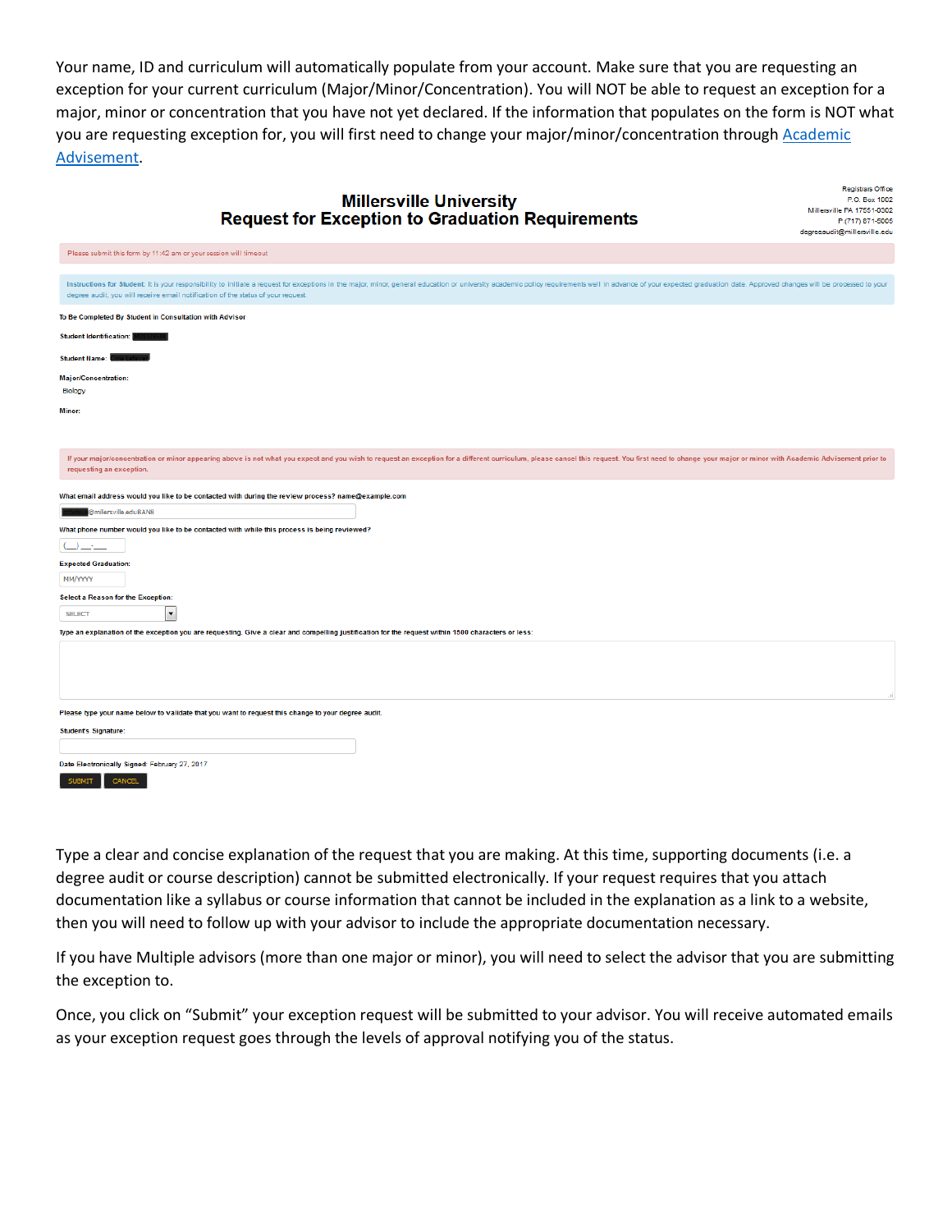Your name, ID and curriculum will automatically populate from your account. Make sure that you are requesting an exception for your current curriculum (Major/Minor/Concentration). You will NOT be able to request an exception for a major, minor or concentration that you have not yet declared. If the information that populates on the form is NOT what you are requesting exception for, you will first need to change your major/minor/concentration through Academic Advisement.

Registrars Office
P.O. Box 1002
Millersville PA 17551-0302
P:(717) 871-5005
degreeaudit@millersville.edu

## Millersville University
## Request for Exception to Graduation Requirements

Please submit this form by 11:42 am or your session will timeout

Instructions for Student: It is your responsibility to initiate a request for exceptions in the major, minor, general education or university academic policy requirements well in advance of your expected graduation date. Approved changes will be processed to your degree audit, you will receive email notification of the status of your request.

To Be Completed By Student in Consultation with Advisor

Student Identification:

Student Name:

Major/Concentration:
Biology

Minor:

If your major/concentration or minor appearing above is not what you expect and you wish to request an exception for a different curriculum, please cancel this request. You first need to change your major or minor with Academic Advisement prior to requesting an exception.

What email address would you like to be contacted with during the review process? name@example.com

@millersville.eduBANS

What phone number would you like to be contacted with while this process is being reviewed?

(___) ___-___

Expected Graduation:

MM/YYYY

Select a Reason for the Exception:

SELECT

Type an explanation of the exception you are requesting. Give a clear and compelling justification for the request within 1500 characters or less:

Please type your name below to validate that you want to request this change to your degree audit.

Student's Signature:

Date Electronically Signed: February 27, 2017

SUBMIT CANCEL

Type a clear and concise explanation of the request that you are making. At this time, supporting documents (i.e. a degree audit or course description) cannot be submitted electronically. If your request requires that you attach documentation like a syllabus or course information that cannot be included in the explanation as a link to a website, then you will need to follow up with your advisor to include the appropriate documentation necessary.

If you have Multiple advisors (more than one major or minor), you will need to select the advisor that you are submitting the exception to.

Once, you click on "Submit" your exception request will be submitted to your advisor. You will receive automated emails as your exception request goes through the levels of approval notifying you of the status.